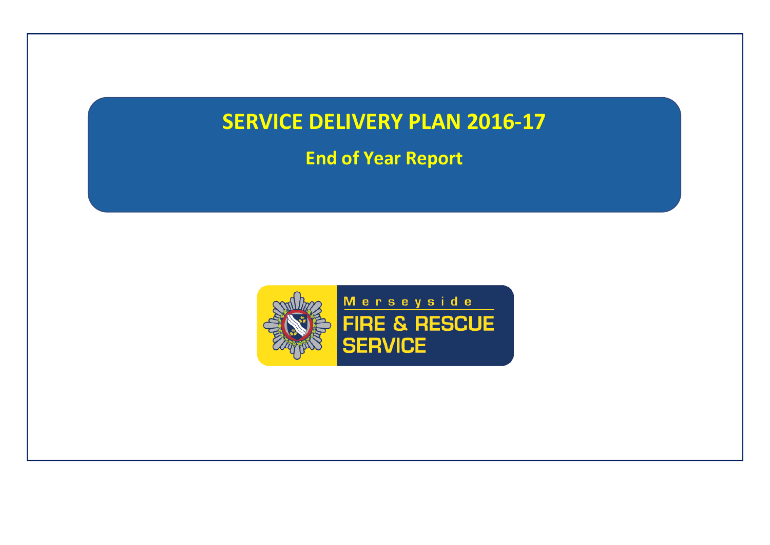# SERVICE DELIVERY PLAN 2016-17

## End of Year Report

Merseyside

FIRE & RESCUE SERVICE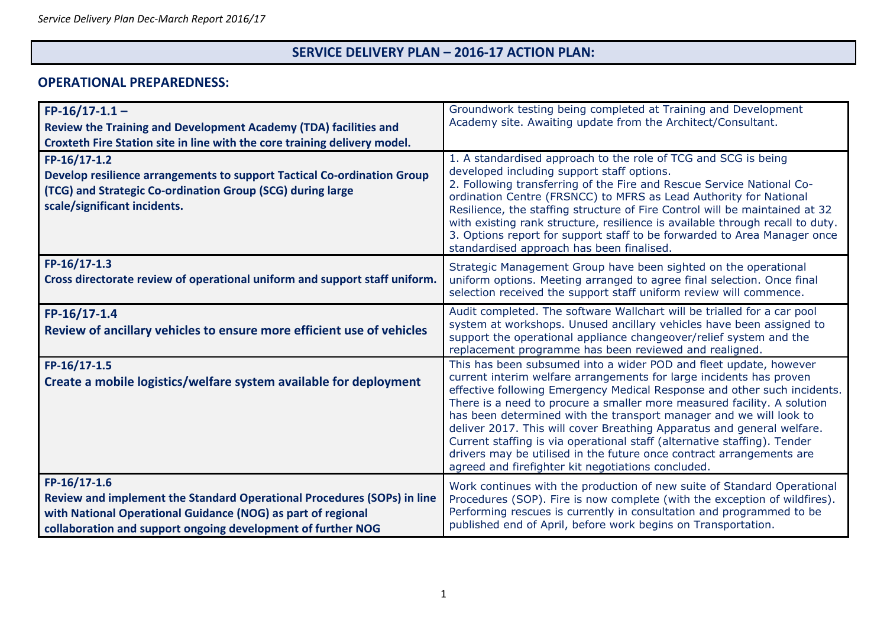## SERVICE DELIVERY PLAN – 2016-17 ACTION PLAN:

### OPERATIONAL PREPAREDNESS:

| Action | Update |
|---|---|
| **FP-16/17-1.1 – Review the Training and Development Academy (TDA) facilities and Croxteth Fire Station site in line with the core training delivery model.** | Groundwork testing being completed at Training and Development Academy site. Awaiting update from the Architect/Consultant. |
| **FP-16/17-1.2 Develop resilience arrangements to support Tactical Co-ordination Group (TCG) and Strategic Co-ordination Group (SCG) during large scale/significant incidents.** | 1. A standardised approach to the role of TCG and SCG is being developed including support staff options.<br>2. Following transferring of the Fire and Rescue Service National Co-ordination Centre (FRSNCC) to MFRS as Lead Authority for National Resilience, the staffing structure of Fire Control will be maintained at 32 with existing rank structure, resilience is available through recall to duty.<br>3. Options report for support staff to be forwarded to Area Manager once standardised approach has been finalised. |
| **FP-16/17-1.3 Cross directorate review of operational uniform and support staff uniform.** | Strategic Management Group have been sighted on the operational uniform options. Meeting arranged to agree final selection. Once final selection received the support staff uniform review will commence. |
| **FP-16/17-1.4 Review of ancillary vehicles to ensure more efficient use of vehicles** | Audit completed. The software Wallchart will be trialled for a car pool system at workshops. Unused ancillary vehicles have been assigned to support the operational appliance changeover/relief system and the replacement programme has been reviewed and realigned. |
| **FP-16/17-1.5 Create a mobile logistics/welfare system available for deployment** | This has been subsumed into a wider POD and fleet update, however current interim welfare arrangements for large incidents has proven effective following Emergency Medical Response and other such incidents. There is a need to procure a smaller more measured facility. A solution has been determined with the transport manager and we will look to deliver 2017. This will cover Breathing Apparatus and general welfare. Current staffing is via operational staff (alternative staffing). Tender drivers may be utilised in the future once contract arrangements are agreed and firefighter kit negotiations concluded. |
| **FP-16/17-1.6 Review and implement the Standard Operational Procedures (SOPs) in line with National Operational Guidance (NOG) as part of regional collaboration and support ongoing development of further NOG** | Work continues with the production of new suite of Standard Operational Procedures (SOP). Fire is now complete (with the exception of wildfires). Performing rescues is currently in consultation and programmed to be published end of April, before work begins on Transportation. |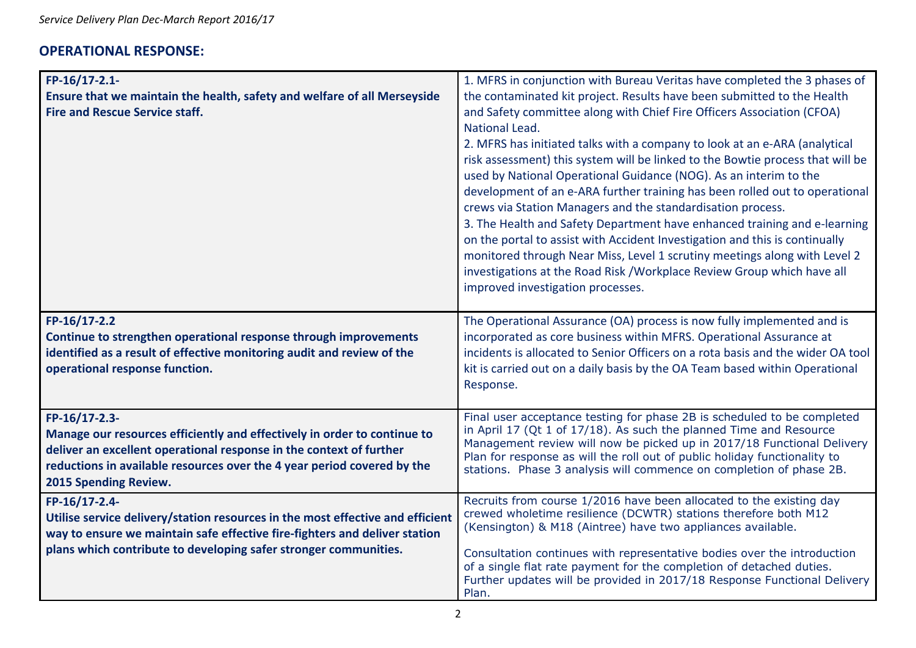## OPERATIONAL RESPONSE:

| | |
|---|---|
| **FP-16/17-2.1-**<br>**Ensure that we maintain the health, safety and welfare of all Merseyside Fire and Rescue Service staff.** | 1. MFRS in conjunction with Bureau Veritas have completed the 3 phases of the contaminated kit project. Results have been submitted to the Health and Safety committee along with Chief Fire Officers Association (CFOA) National Lead.<br>2. MFRS has initiated talks with a company to look at an e-ARA (analytical risk assessment) this system will be linked to the Bowtie process that will be used by National Operational Guidance (NOG). As an interim to the development of an e-ARA further training has been rolled out to operational crews via Station Managers and the standardisation process.<br>3. The Health and Safety Department have enhanced training and e-learning on the portal to assist with Accident Investigation and this is continually monitored through Near Miss, Level 1 scrutiny meetings along with Level 2 investigations at the Road Risk /Workplace Review Group which have all improved investigation processes. |
| **FP-16/17-2.2**<br>**Continue to strengthen operational response through improvements identified as a result of effective monitoring audit and review of the operational response function.** | The Operational Assurance (OA) process is now fully implemented and is incorporated as core business within MFRS. Operational Assurance at incidents is allocated to Senior Officers on a rota basis and the wider OA tool kit is carried out on a daily basis by the OA Team based within Operational Response. |
| **FP-16/17-2.3-**<br>**Manage our resources efficiently and effectively in order to continue to deliver an excellent operational response in the context of further reductions in available resources over the 4 year period covered by the 2015 Spending Review.** | Final user acceptance testing for phase 2B is scheduled to be completed in April 17 (Qt 1 of 17/18). As such the planned Time and Resource Management review will now be picked up in 2017/18 Functional Delivery Plan for response as will the roll out of public holiday functionality to stations. Phase 3 analysis will commence on completion of phase 2B. |
| **FP-16/17-2.4-**<br>**Utilise service delivery/station resources in the most effective and efficient way to ensure we maintain safe effective fire-fighters and deliver station plans which contribute to developing safer stronger communities.** | Recruits from course 1/2016 have been allocated to the existing day crewed wholetime resilience (DCWTR) stations therefore both M12 (Kensington) & M18 (Aintree) have two appliances available.<br><br>Consultation continues with representative bodies over the introduction of a single flat rate payment for the completion of detached duties. Further updates will be provided in 2017/18 Response Functional Delivery Plan. |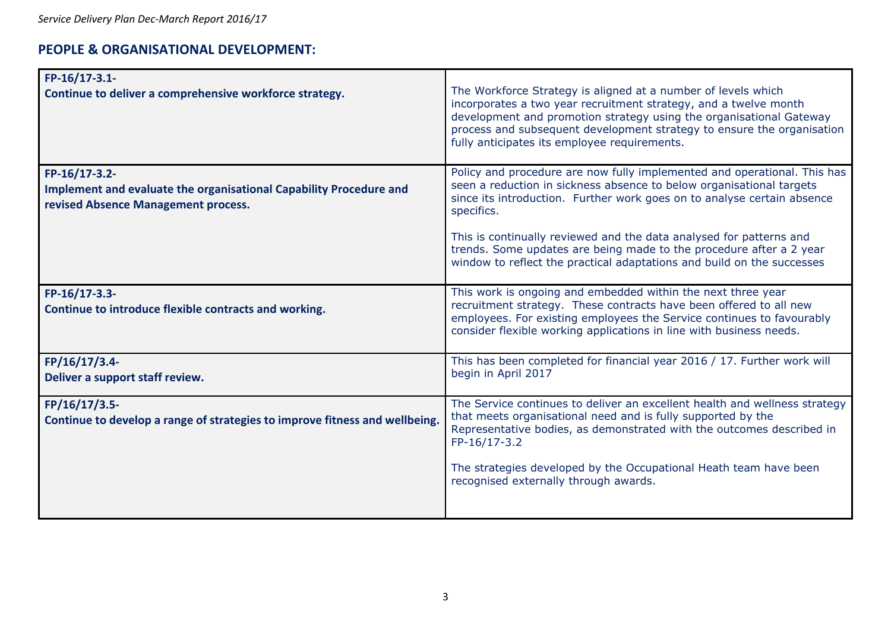## PEOPLE & ORGANISATIONAL DEVELOPMENT:

| | |
|---|---|
| **FP-16/17-3.1-**<br>**Continue to deliver a comprehensive workforce strategy.** | The Workforce Strategy is aligned at a number of levels which incorporates a two year recruitment strategy, and a twelve month development and promotion strategy using the organisational Gateway process and subsequent development strategy to ensure the organisation fully anticipates its employee requirements. |
| **FP-16/17-3.2-**<br>**Implement and evaluate the organisational Capability Procedure and revised Absence Management process.** | Policy and procedure are now fully implemented and operational. This has seen a reduction in sickness absence to below organisational targets since its introduction. Further work goes on to analyse certain absence specifics.<br><br>This is continually reviewed and the data analysed for patterns and trends. Some updates are being made to the procedure after a 2 year window to reflect the practical adaptations and build on the successes |
| **FP-16/17-3.3-**<br>**Continue to introduce flexible contracts and working.** | This work is ongoing and embedded within the next three year recruitment strategy. These contracts have been offered to all new employees. For existing employees the Service continues to favourably consider flexible working applications in line with business needs. |
| **FP/16/17/3.4-**<br>**Deliver a support staff review.** | This has been completed for financial year 2016 / 17. Further work will begin in April 2017 |
| **FP/16/17/3.5-**<br>**Continue to develop a range of strategies to improve fitness and wellbeing.** | The Service continues to deliver an excellent health and wellness strategy that meets organisational need and is fully supported by the Representative bodies, as demonstrated with the outcomes described in FP-16/17-3.2<br><br>The strategies developed by the Occupational Heath team have been recognised externally through awards. |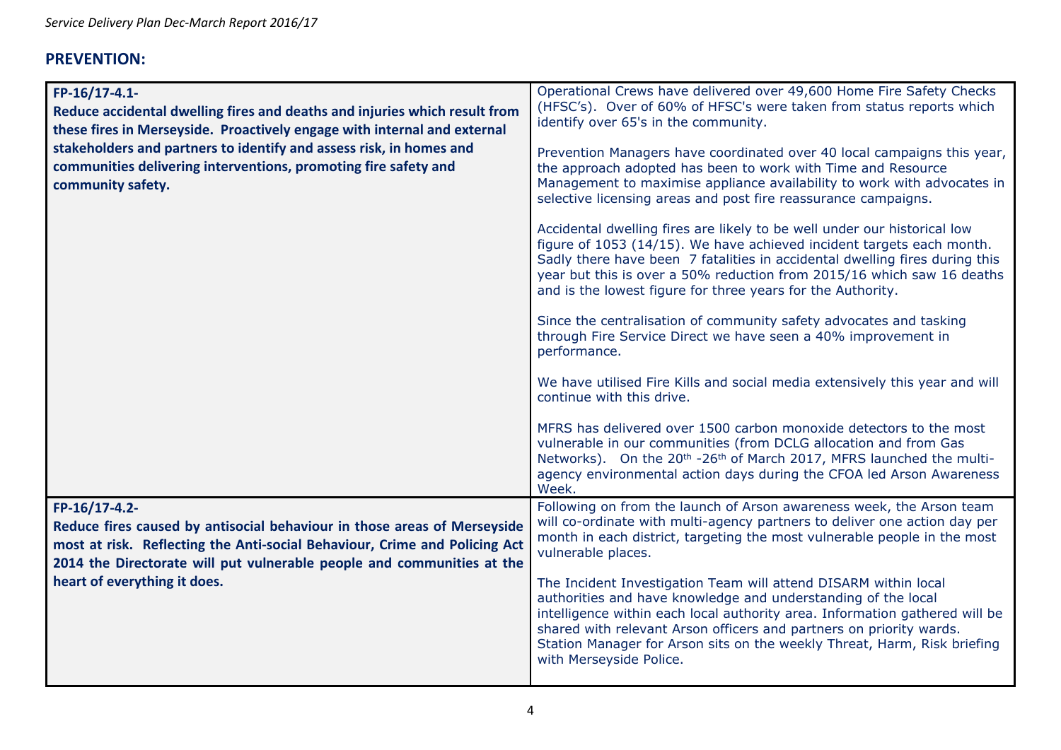## PREVENTION:

| | |
|---|---|
| **FP-16/17-4.1- Reduce accidental dwelling fires and deaths and injuries which result from these fires in Merseyside. Proactively engage with internal and external stakeholders and partners to identify and assess risk, in homes and communities delivering interventions, promoting fire safety and community safety.** | Operational Crews have delivered over 49,600 Home Fire Safety Checks (HFSC's). Over of 60% of HFSC's were taken from status reports which identify over 65's in the community.<br><br>Prevention Managers have coordinated over 40 local campaigns this year, the approach adopted has been to work with Time and Resource Management to maximise appliance availability to work with advocates in selective licensing areas and post fire reassurance campaigns.<br><br>Accidental dwelling fires are likely to be well under our historical low figure of 1053 (14/15). We have achieved incident targets each month. Sadly there have been 7 fatalities in accidental dwelling fires during this year but this is over a 50% reduction from 2015/16 which saw 16 deaths and is the lowest figure for three years for the Authority.<br><br>Since the centralisation of community safety advocates and tasking through Fire Service Direct we have seen a 40% improvement in performance.<br><br>We have utilised Fire Kills and social media extensively this year and will continue with this drive.<br><br>MFRS has delivered over 1500 carbon monoxide detectors to the most vulnerable in our communities (from DCLG allocation and from Gas Networks). On the 20th -26th of March 2017, MFRS launched the multi-agency environmental action days during the CFOA led Arson Awareness Week. |
| **FP-16/17-4.2- Reduce fires caused by antisocial behaviour in those areas of Merseyside most at risk. Reflecting the Anti-social Behaviour, Crime and Policing Act 2014 the Directorate will put vulnerable people and communities at the heart of everything it does.** | Following on from the launch of Arson awareness week, the Arson team will co-ordinate with multi-agency partners to deliver one action day per month in each district, targeting the most vulnerable people in the most vulnerable places.<br><br>The Incident Investigation Team will attend DISARM within local authorities and have knowledge and understanding of the local intelligence within each local authority area. Information gathered will be shared with relevant Arson officers and partners on priority wards. Station Manager for Arson sits on the weekly Threat, Harm, Risk briefing with Merseyside Police. |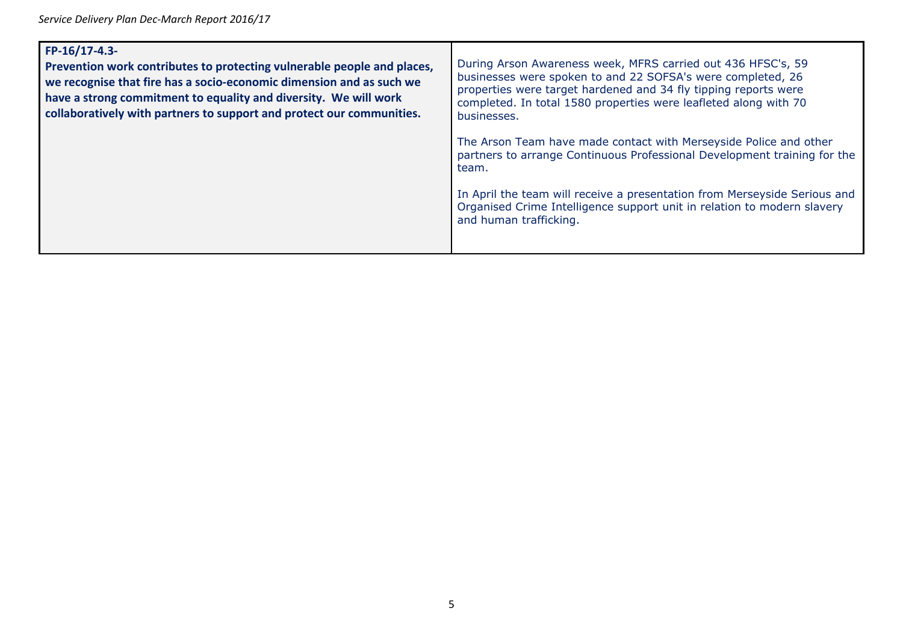| **FP-16/17-4.3-** **Prevention work contributes to protecting vulnerable people and places, we recognise that fire has a socio-economic dimension and as such we have a strong commitment to equality and diversity. We will work collaboratively with partners to support and protect our communities.** | During Arson Awareness week, MFRS carried out 436 HFSC's, 59 businesses were spoken to and 22 SOFSA's were completed, 26 properties were target hardened and 34 fly tipping reports were completed. In total 1580 properties were leafleted along with 70 businesses.<br><br>The Arson Team have made contact with Merseyside Police and other partners to arrange Continuous Professional Development training for the team.<br><br>In April the team will receive a presentation from Merseyside Serious and Organised Crime Intelligence support unit in relation to modern slavery and human trafficking. |
|---|---|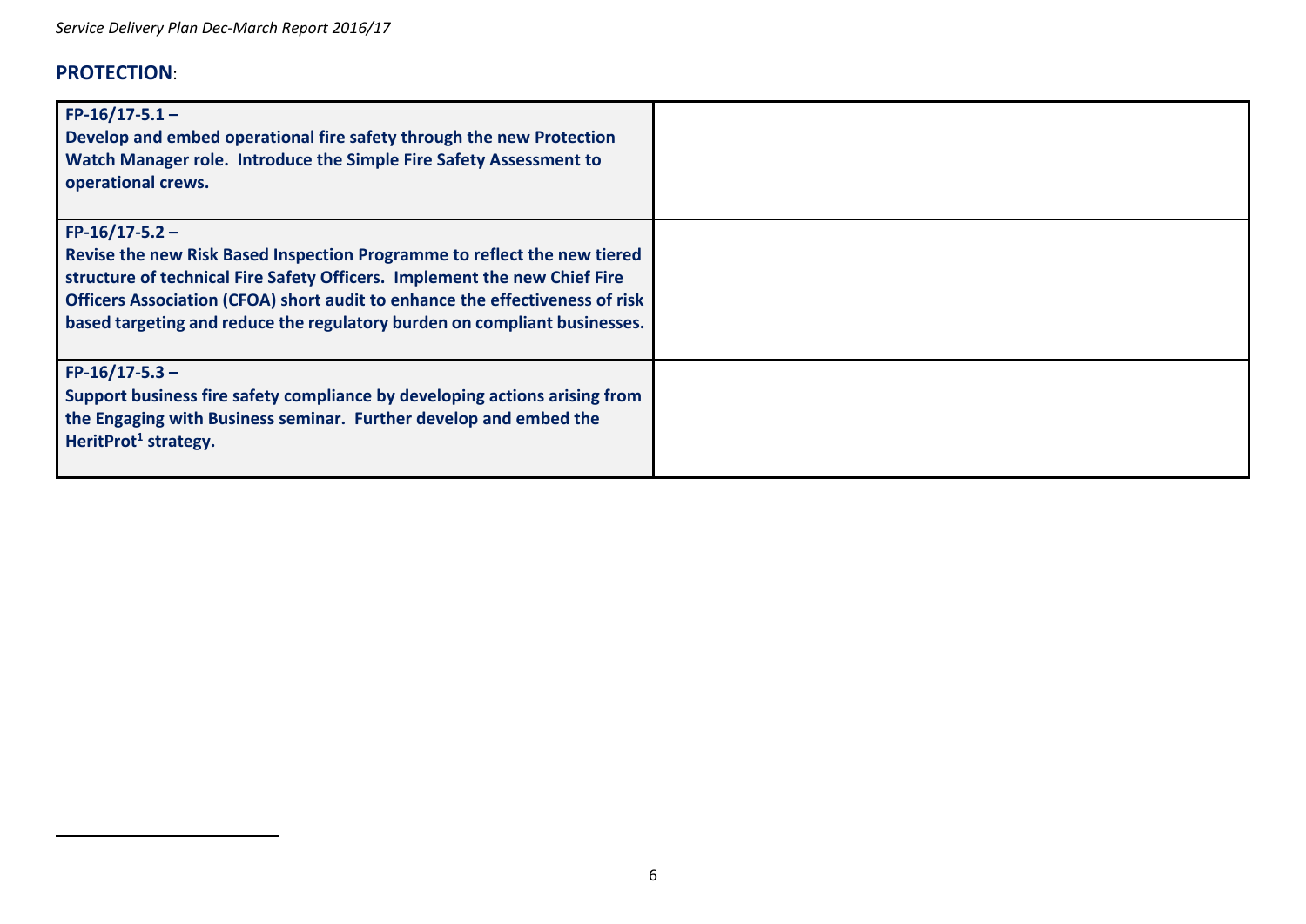## PROTECTION:

| | |
|---|---|
| **FP-16/17-5.1 – Develop and embed operational fire safety through the new Protection Watch Manager role. Introduce the Simple Fire Safety Assessment to operational crews.** | |
| **FP-16/17-5.2 – Revise the new Risk Based Inspection Programme to reflect the new tiered structure of technical Fire Safety Officers. Implement the new Chief Fire Officers Association (CFOA) short audit to enhance the effectiveness of risk based targeting and reduce the regulatory burden on compliant businesses.** | |
| **FP-16/17-5.3 – Support business fire safety compliance by developing actions arising from the Engaging with Business seminar. Further develop and embed the HeritProt[1] strategy.** | |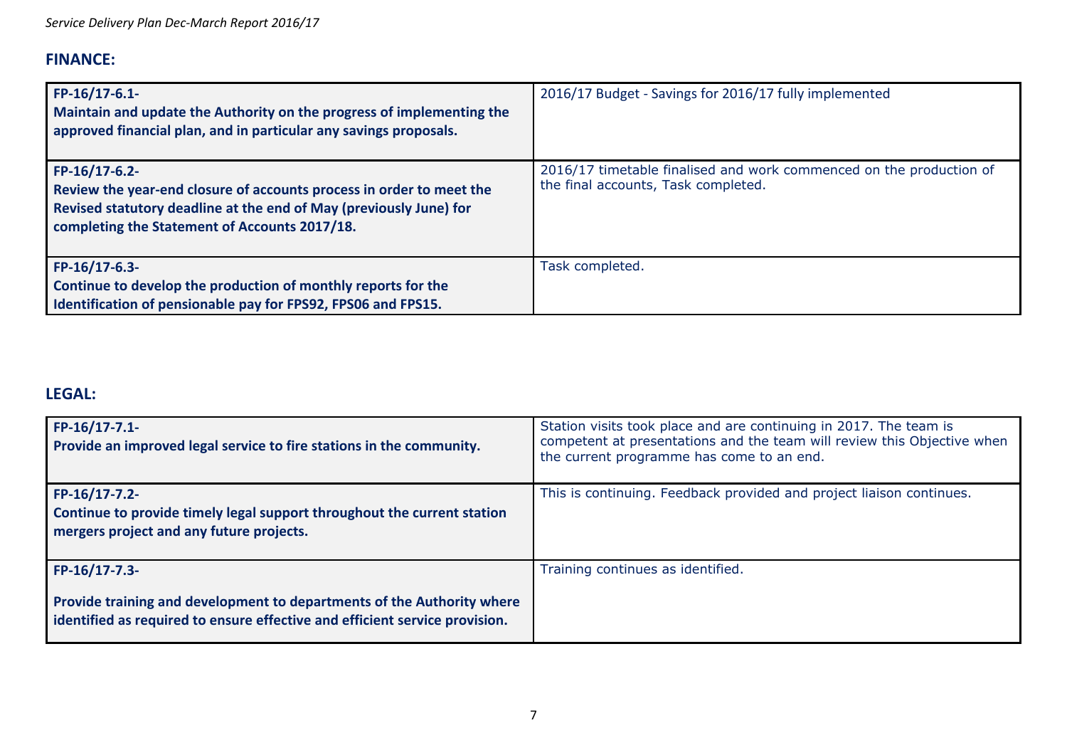## FINANCE:

| | |
|---|---|
| **FP-16/17-6.1-**<br>**Maintain and update the Authority on the progress of implementing the approved financial plan, and in particular any savings proposals.** | 2016/17 Budget - Savings for 2016/17 fully implemented |
| **FP-16/17-6.2-**<br>**Review the year-end closure of accounts process in order to meet the Revised statutory deadline at the end of May (previously June) for completing the Statement of Accounts 2017/18.** | 2016/17 timetable finalised and work commenced on the production of the final accounts, Task completed. |
| **FP-16/17-6.3-**<br>**Continue to develop the production of monthly reports for the Identification of pensionable pay for FPS92, FPS06 and FPS15.** | Task completed. |

## LEGAL:

| | |
|---|---|
| **FP-16/17-7.1-**<br>**Provide an improved legal service to fire stations in the community.** | Station visits took place and are continuing in 2017. The team is competent at presentations and the team will review this Objective when the current programme has come to an end. |
| **FP-16/17-7.2-**<br>**Continue to provide timely legal support throughout the current station mergers project and any future projects.** | This is continuing. Feedback provided and project liaison continues. |
| **FP-16/17-7.3-**<br><br>**Provide training and development to departments of the Authority where identified as required to ensure effective and efficient service provision.** | Training continues as identified. |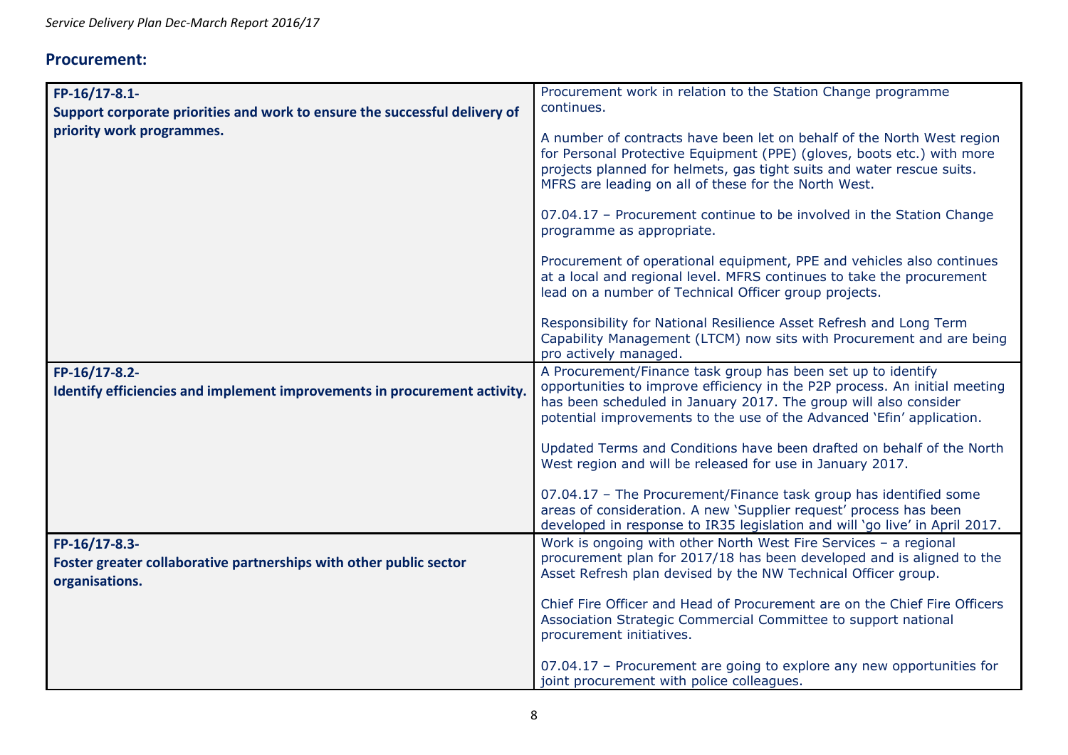## Procurement:

| | |
|---|---|
| **FP-16/17-8.1-**<br>**Support corporate priorities and work to ensure the successful delivery of priority work programmes.** | Procurement work in relation to the Station Change programme continues.<br><br>A number of contracts have been let on behalf of the North West region for Personal Protective Equipment (PPE) (gloves, boots etc.) with more projects planned for helmets, gas tight suits and water rescue suits. MFRS are leading on all of these for the North West.<br><br>07.04.17 – Procurement continue to be involved in the Station Change programme as appropriate.<br><br>Procurement of operational equipment, PPE and vehicles also continues at a local and regional level. MFRS continues to take the procurement lead on a number of Technical Officer group projects.<br><br>Responsibility for National Resilience Asset Refresh and Long Term Capability Management (LTCM) now sits with Procurement and are being pro actively managed. |
| **FP-16/17-8.2-**<br>**Identify efficiencies and implement improvements in procurement activity.** | A Procurement/Finance task group has been set up to identify opportunities to improve efficiency in the P2P process. An initial meeting has been scheduled in January 2017. The group will also consider potential improvements to the use of the Advanced 'Efin' application.<br><br>Updated Terms and Conditions have been drafted on behalf of the North West region and will be released for use in January 2017.<br><br>07.04.17 – The Procurement/Finance task group has identified some areas of consideration. A new 'Supplier request' process has been developed in response to IR35 legislation and will 'go live' in April 2017. |
| **FP-16/17-8.3-**<br>**Foster greater collaborative partnerships with other public sector organisations.** | Work is ongoing with other North West Fire Services – a regional procurement plan for 2017/18 has been developed and is aligned to the Asset Refresh plan devised by the NW Technical Officer group.<br><br>Chief Fire Officer and Head of Procurement are on the Chief Fire Officers Association Strategic Commercial Committee to support national procurement initiatives.<br><br>07.04.17 – Procurement are going to explore any new opportunities for joint procurement with police colleagues. |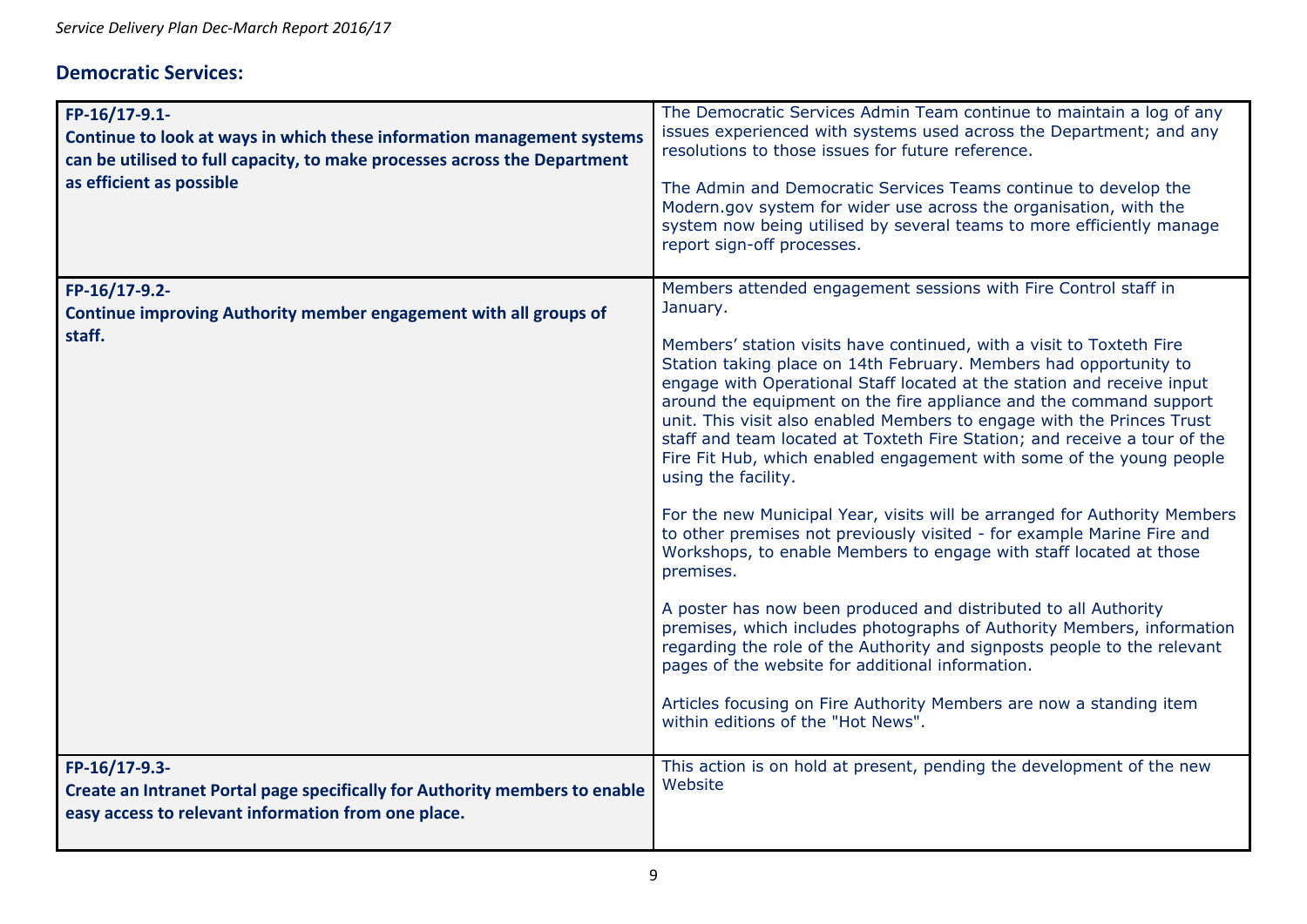## Democratic Services:

| | |
|---|---|
| **FP-16/17-9.1-**<br>**Continue to look at ways in which these information management systems can be utilised to full capacity, to make processes across the Department as efficient as possible** | The Democratic Services Admin Team continue to maintain a log of any issues experienced with systems used across the Department; and any resolutions to those issues for future reference.<br><br>The Admin and Democratic Services Teams continue to develop the Modern.gov system for wider use across the organisation, with the system now being utilised by several teams to more efficiently manage report sign-off processes. |
| **FP-16/17-9.2-**<br>**Continue improving Authority member engagement with all groups of staff.** | Members attended engagement sessions with Fire Control staff in January.<br><br>Members' station visits have continued, with a visit to Toxteth Fire Station taking place on 14th February. Members had opportunity to engage with Operational Staff located at the station and receive input around the equipment on the fire appliance and the command support unit. This visit also enabled Members to engage with the Princes Trust staff and team located at Toxteth Fire Station; and receive a tour of the Fire Fit Hub, which enabled engagement with some of the young people using the facility.<br><br>For the new Municipal Year, visits will be arranged for Authority Members to other premises not previously visited - for example Marine Fire and Workshops, to enable Members to engage with staff located at those premises.<br><br>A poster has now been produced and distributed to all Authority premises, which includes photographs of Authority Members, information regarding the role of the Authority and signposts people to the relevant pages of the website for additional information.<br><br>Articles focusing on Fire Authority Members are now a standing item within editions of the "Hot News". |
| **FP-16/17-9.3-**<br>**Create an Intranet Portal page specifically for Authority members to enable easy access to relevant information from one place.** | This action is on hold at present, pending the development of the new Website |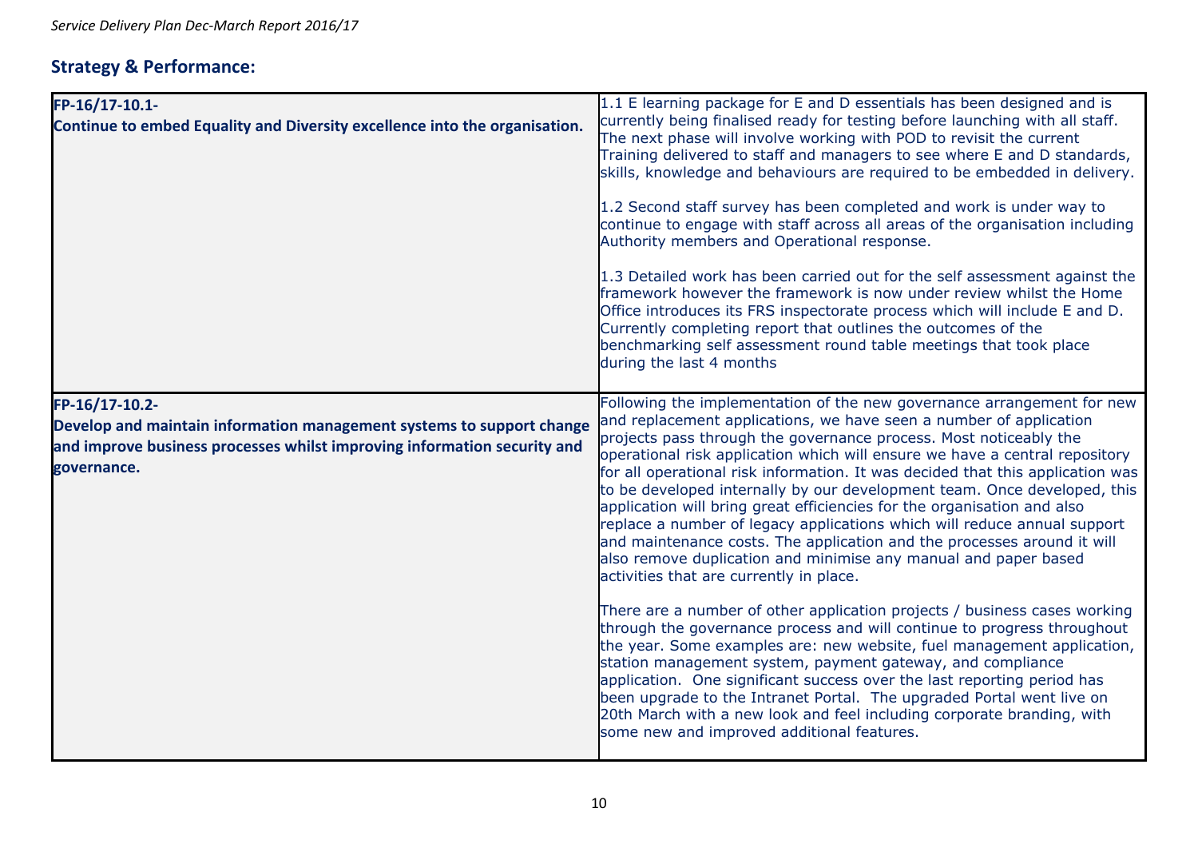## Strategy & Performance:

| | |
|---|---|
| **FP-16/17-10.1-**<br>**Continue to embed Equality and Diversity excellence into the organisation.** | 1.1 E learning package for E and D essentials has been designed and is currently being finalised ready for testing before launching with all staff. The next phase will involve working with POD to revisit the current Training delivered to staff and managers to see where E and D standards, skills, knowledge and behaviours are required to be embedded in delivery.<br><br>1.2 Second staff survey has been completed and work is under way to continue to engage with staff across all areas of the organisation including Authority members and Operational response.<br><br>1.3 Detailed work has been carried out for the self assessment against the framework however the framework is now under review whilst the Home Office introduces its FRS inspectorate process which will include E and D. Currently completing report that outlines the outcomes of the benchmarking self assessment round table meetings that took place during the last 4 months |
| **FP-16/17-10.2-**<br>**Develop and maintain information management systems to support change and improve business processes whilst improving information security and governance.** | Following the implementation of the new governance arrangement for new and replacement applications, we have seen a number of application projects pass through the governance process. Most noticeably the operational risk application which will ensure we have a central repository for all operational risk information. It was decided that this application was to be developed internally by our development team. Once developed, this application will bring great efficiencies for the organisation and also replace a number of legacy applications which will reduce annual support and maintenance costs. The application and the processes around it will also remove duplication and minimise any manual and paper based activities that are currently in place.<br><br>There are a number of other application projects / business cases working through the governance process and will continue to progress throughout the year. Some examples are: new website, fuel management application, station management system, payment gateway, and compliance application. One significant success over the last reporting period has been upgrade to the Intranet Portal. The upgraded Portal went live on 20th March with a new look and feel including corporate branding, with some new and improved additional features. |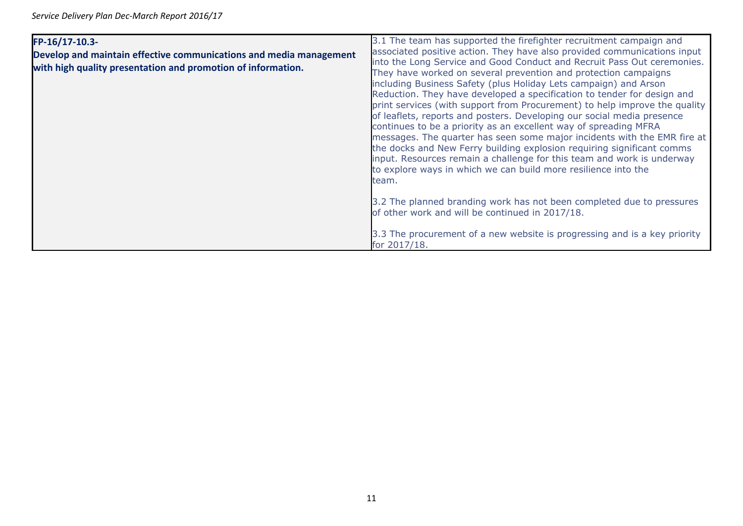| FP-16/17-10.3- **Develop and maintain effective communications and media management with high quality presentation and promotion of information.** | 3.1 The team has supported the firefighter recruitment campaign and associated positive action. They have also provided communications input into the Long Service and Good Conduct and Recruit Pass Out ceremonies. They have worked on several prevention and protection campaigns including Business Safety (plus Holiday Lets campaign) and Arson Reduction. They have developed a specification to tender for design and print services (with support from Procurement) to help improve the quality of leaflets, reports and posters. Developing our social media presence continues to be a priority as an excellent way of spreading MFRA messages. The quarter has seen some major incidents with the EMR fire at the docks and New Ferry building explosion requiring significant comms input. Resources remain a challenge for this team and work is underway to explore ways in which we can build more resilience into the team.<br><br>3.2 The planned branding work has not been completed due to pressures of other work and will be continued in 2017/18.<br><br>3.3 The procurement of a new website is progressing and is a key priority for 2017/18. |
|---|---|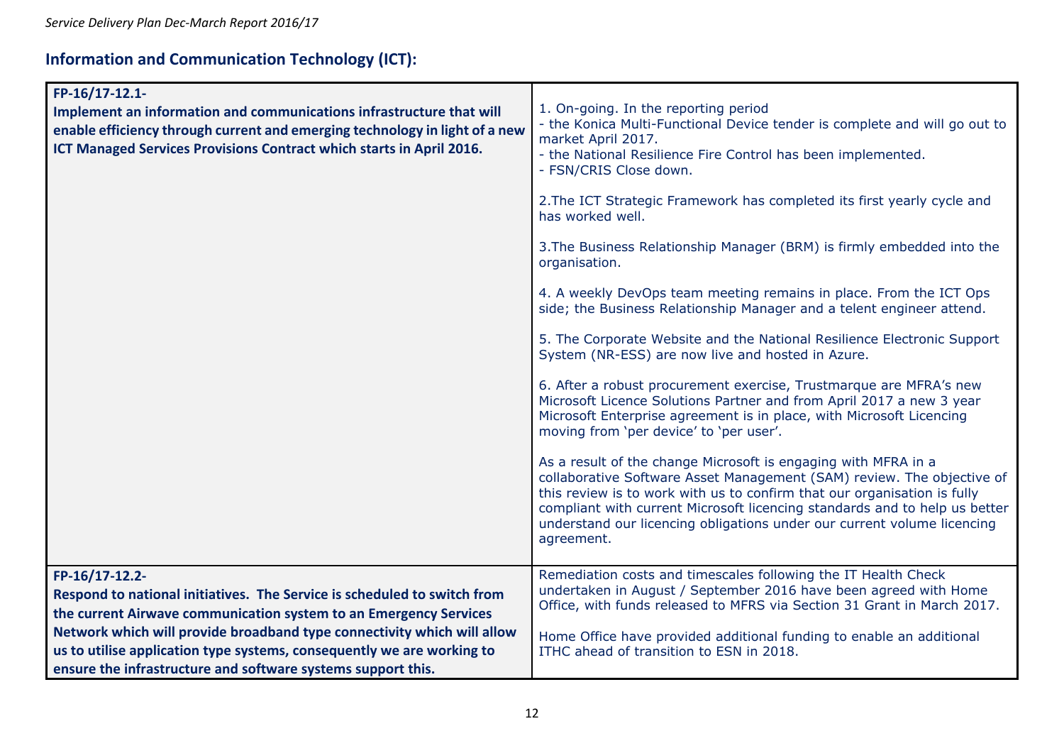## Information and Communication Technology (ICT):

| FP-16/17-12.1-<br>**Implement an information and communications infrastructure that will enable efficiency through current and emerging technology in light of a new ICT Managed Services Provisions Contract which starts in April 2016.** | 1. On-going. In the reporting period<br>- the Konica Multi-Functional Device tender is complete and will go out to market April 2017.<br>- the National Resilience Fire Control has been implemented.<br>- FSN/CRIS Close down.<br><br>2.The ICT Strategic Framework has completed its first yearly cycle and has worked well.<br><br>3.The Business Relationship Manager (BRM) is firmly embedded into the organisation.<br><br>4. A weekly DevOps team meeting remains in place. From the ICT Ops side; the Business Relationship Manager and a telent engineer attend.<br><br>5. The Corporate Website and the National Resilience Electronic Support System (NR-ESS) are now live and hosted in Azure.<br><br>6. After a robust procurement exercise, Trustmarque are MFRA's new Microsoft Licence Solutions Partner and from April 2017 a new 3 year Microsoft Enterprise agreement is in place, with Microsoft Licencing moving from 'per device' to 'per user'.<br><br>As a result of the change Microsoft is engaging with MFRA in a collaborative Software Asset Management (SAM) review. The objective of this review is to work with us to confirm that our organisation is fully compliant with current Microsoft licencing standards and to help us better understand our licencing obligations under our current volume licencing agreement. |
|---|---|
| FP-16/17-12.2-<br>**Respond to national initiatives. The Service is scheduled to switch from the current Airwave communication system to an Emergency Services Network which will provide broadband type connectivity which will allow us to utilise application type systems, consequently we are working to ensure the infrastructure and software systems support this.** | Remediation costs and timescales following the IT Health Check undertaken in August / September 2016 have been agreed with Home Office, with funds released to MFRS via Section 31 Grant in March 2017.<br><br>Home Office have provided additional funding to enable an additional ITHC ahead of transition to ESN in 2018. |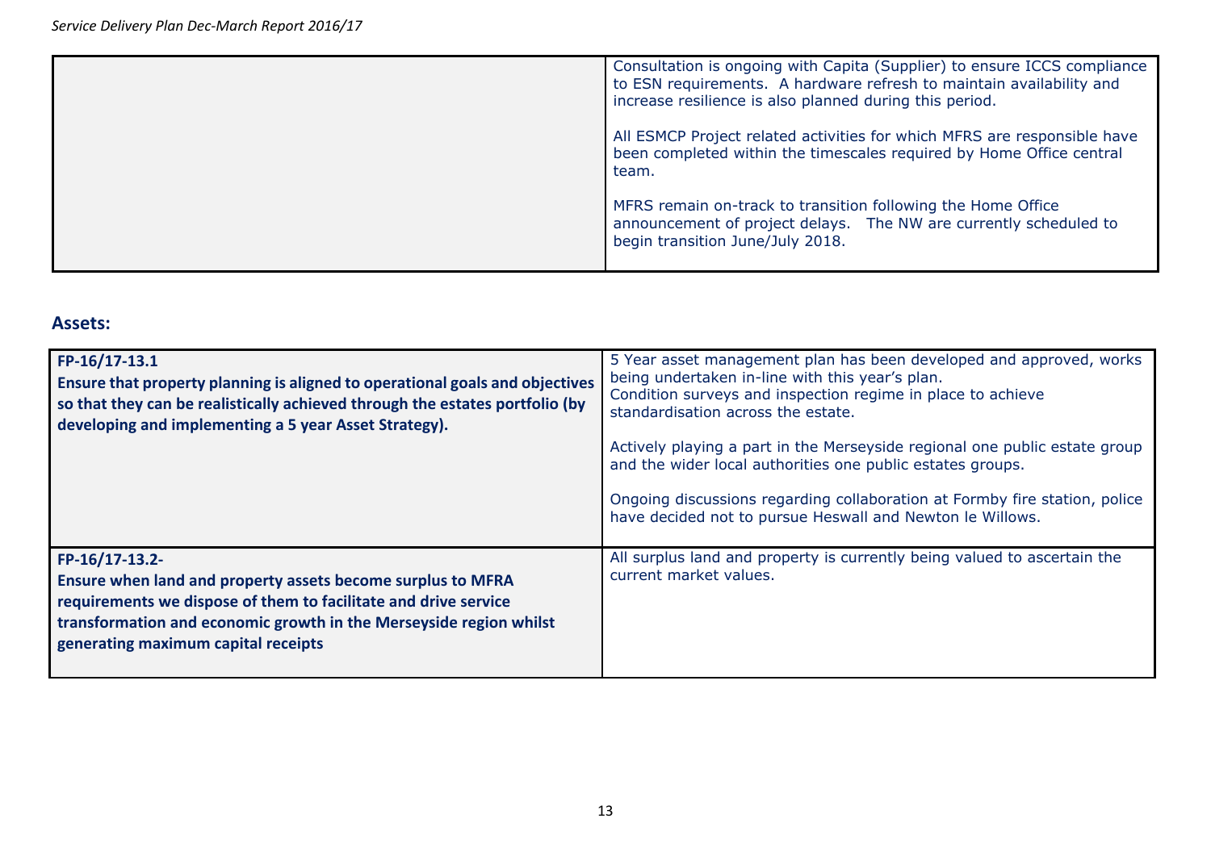| | |
|---|---|
| | Consultation is ongoing with Capita (Supplier) to ensure ICCS compliance to ESN requirements. A hardware refresh to maintain availability and increase resilience is also planned during this period.<br><br>All ESMCP Project related activities for which MFRS are responsible have been completed within the timescales required by Home Office central team.<br><br>MFRS remain on-track to transition following the Home Office announcement of project delays. The NW are currently scheduled to begin transition June/July 2018. |

## Assets:

| | |
|---|---|
| **FP-16/17-13.1**<br>**Ensure that property planning is aligned to operational goals and objectives so that they can be realistically achieved through the estates portfolio (by developing and implementing a 5 year Asset Strategy).** | 5 Year asset management plan has been developed and approved, works being undertaken in-line with this year's plan.<br>Condition surveys and inspection regime in place to achieve standardisation across the estate.<br><br>Actively playing a part in the Merseyside regional one public estate group and the wider local authorities one public estates groups.<br><br>Ongoing discussions regarding collaboration at Formby fire station, police have decided not to pursue Heswall and Newton le Willows. |
| **FP-16/17-13.2-**<br>**Ensure when land and property assets become surplus to MFRA requirements we dispose of them to facilitate and drive service transformation and economic growth in the Merseyside region whilst generating maximum capital receipts** | All surplus land and property is currently being valued to ascertain the current market values. |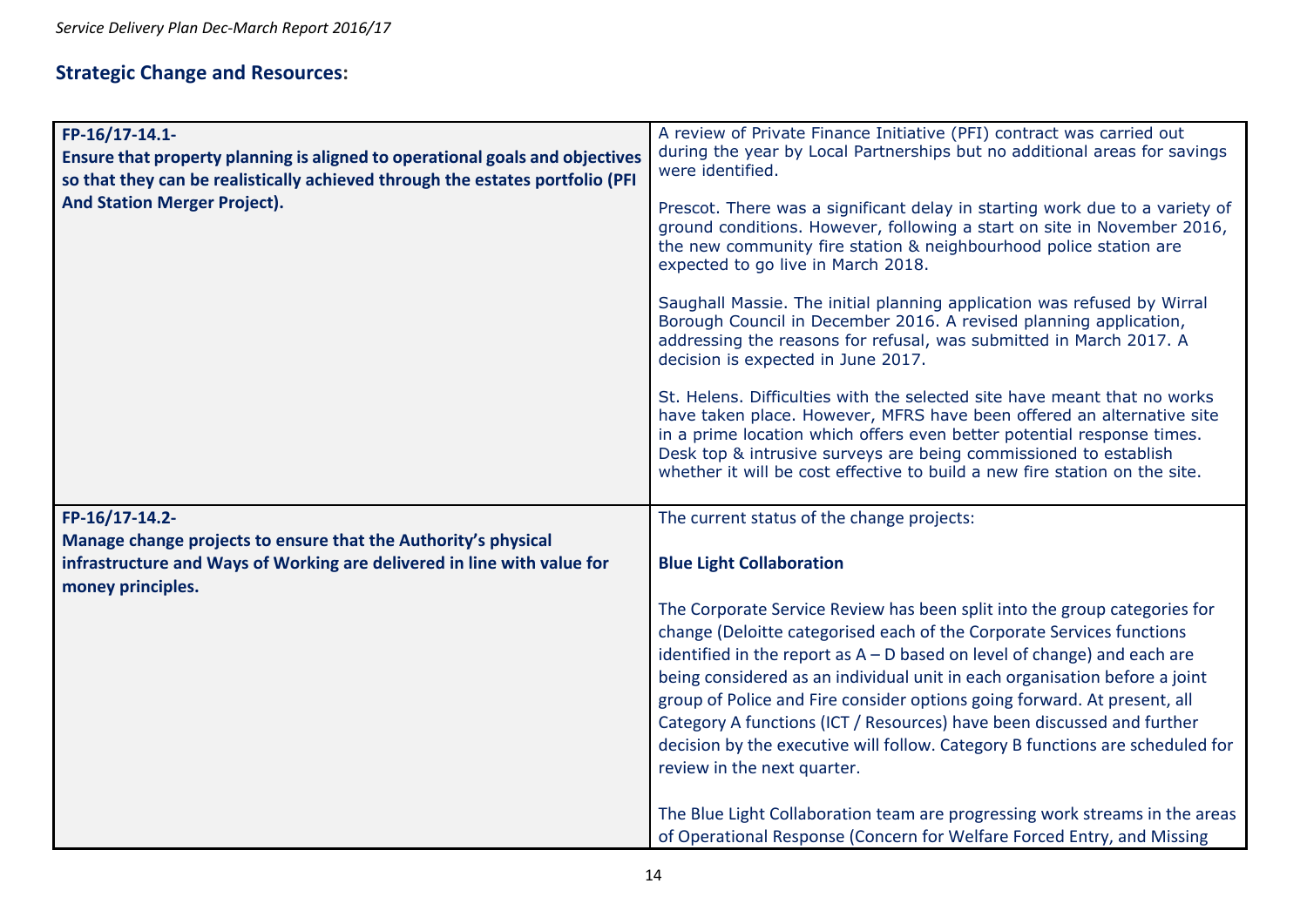## Strategic Change and Resources:

| | |
|---|---|
| **FP-16/17-14.1-**<br>**Ensure that property planning is aligned to operational goals and objectives so that they can be realistically achieved through the estates portfolio (PFI And Station Merger Project).** | A review of Private Finance Initiative (PFI) contract was carried out during the year by Local Partnerships but no additional areas for savings were identified.<br><br>Prescot. There was a significant delay in starting work due to a variety of ground conditions. However, following a start on site in November 2016, the new community fire station & neighbourhood police station are expected to go live in March 2018.<br><br>Saughall Massie. The initial planning application was refused by Wirral Borough Council in December 2016. A revised planning application, addressing the reasons for refusal, was submitted in March 2017. A decision is expected in June 2017.<br><br>St. Helens. Difficulties with the selected site have meant that no works have taken place. However, MFRS have been offered an alternative site in a prime location which offers even better potential response times. Desk top & intrusive surveys are being commissioned to establish whether it will be cost effective to build a new fire station on the site. |
| **FP-16/17-14.2-**<br>**Manage change projects to ensure that the Authority's physical infrastructure and Ways of Working are delivered in line with value for money principles.** | The current status of the change projects:<br><br>**Blue Light Collaboration**<br><br>The Corporate Service Review has been split into the group categories for change (Deloitte categorised each of the Corporate Services functions identified in the report as A – D based on level of change) and each are being considered as an individual unit in each organisation before a joint group of Police and Fire consider options going forward. At present, all Category A functions (ICT / Resources) have been discussed and further decision by the executive will follow. Category B functions are scheduled for review in the next quarter.<br><br>The Blue Light Collaboration team are progressing work streams in the areas of Operational Response (Concern for Welfare Forced Entry, and Missing |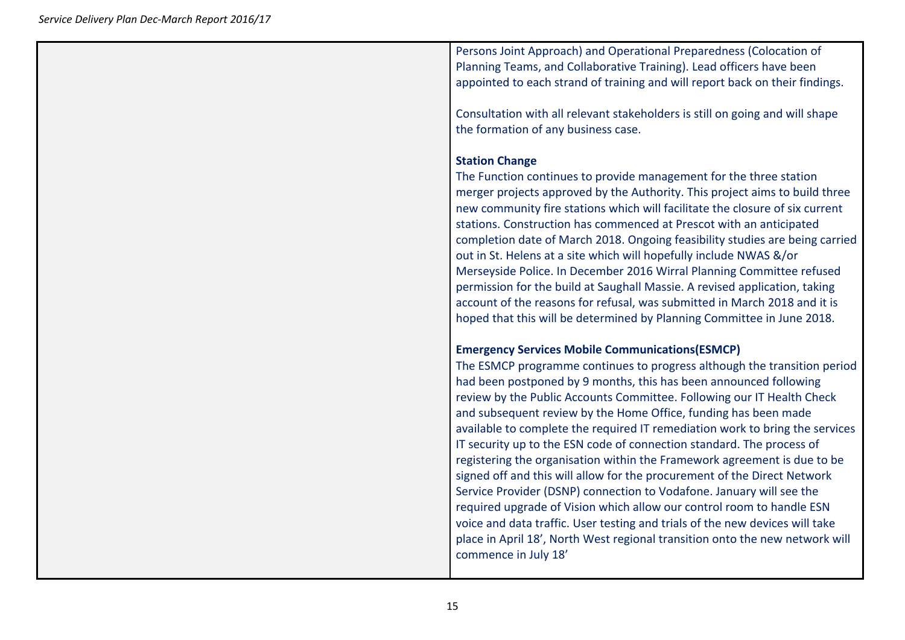| | |
|---|---|
| | Persons Joint Approach) and Operational Preparedness (Colocation of Planning Teams, and Collaborative Training). Lead officers have been appointed to each strand of training and will report back on their findings.<br><br>Consultation with all relevant stakeholders is still on going and will shape the formation of any business case.<br><br>**Station Change**<br>The Function continues to provide management for the three station merger projects approved by the Authority. This project aims to build three new community fire stations which will facilitate the closure of six current stations. Construction has commenced at Prescot with an anticipated completion date of March 2018. Ongoing feasibility studies are being carried out in St. Helens at a site which will hopefully include NWAS &/or Merseyside Police. In December 2016 Wirral Planning Committee refused permission for the build at Saughall Massie. A revised application, taking account of the reasons for refusal, was submitted in March 2018 and it is hoped that this will be determined by Planning Committee in June 2018.<br><br>**Emergency Services Mobile Communications(ESMCP)**<br>The ESMCP programme continues to progress although the transition period had been postponed by 9 months, this has been announced following review by the Public Accounts Committee. Following our IT Health Check and subsequent review by the Home Office, funding has been made available to complete the required IT remediation work to bring the services IT security up to the ESN code of connection standard. The process of registering the organisation within the Framework agreement is due to be signed off and this will allow for the procurement of the Direct Network Service Provider (DSNP) connection to Vodafone. January will see the required upgrade of Vision which allow our control room to handle ESN voice and data traffic. User testing and trials of the new devices will take place in April 18', North West regional transition onto the new network will commence in July 18' |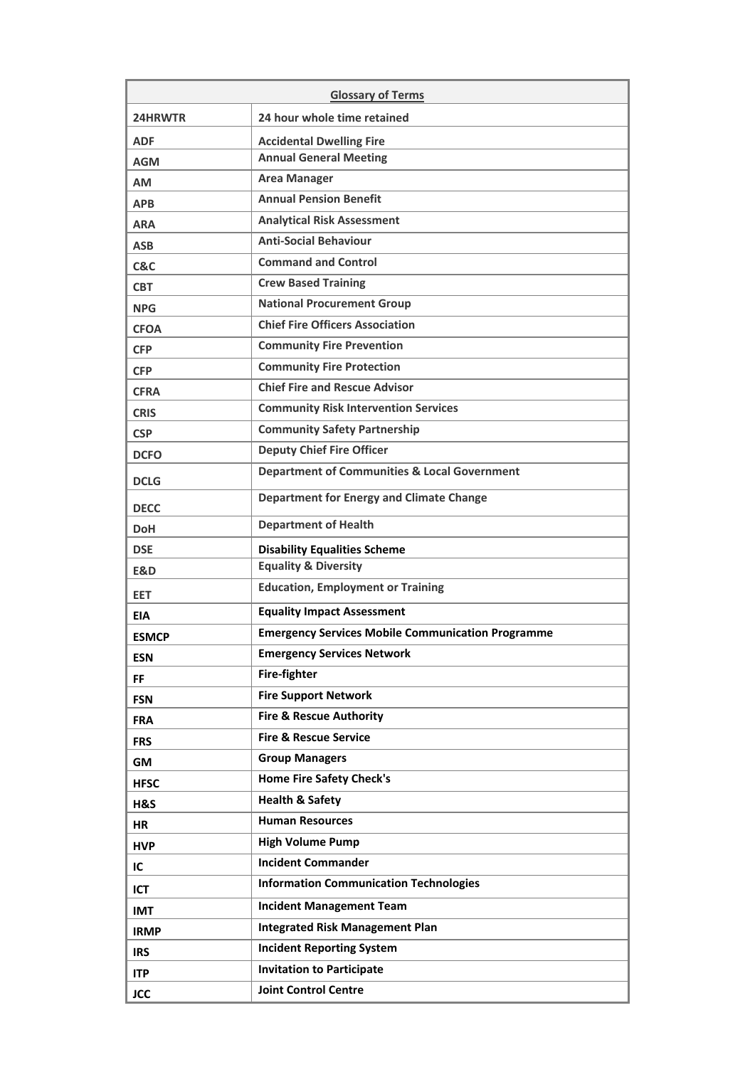| Glossary of Terms | |
|---|---|
| **24HRWTR** | **24 hour whole time retained** |
| **ADF** | **Accidental Dwelling Fire** |
| **AGM** | **Annual General Meeting** |
| **AM** | **Area Manager** |
| **APB** | **Annual Pension Benefit** |
| **ARA** | **Analytical Risk Assessment** |
| **ASB** | **Anti-Social Behaviour** |
| **C&C** | **Command and Control** |
| **CBT** | **Crew Based Training** |
| **NPG** | **National Procurement Group** |
| **CFOA** | **Chief Fire Officers Association** |
| **CFP** | **Community Fire Prevention** |
| **CFP** | **Community Fire Protection** |
| **CFRA** | **Chief Fire and Rescue Advisor** |
| **CRIS** | **Community Risk Intervention Services** |
| **CSP** | **Community Safety Partnership** |
| **DCFO** | **Deputy Chief Fire Officer** |
| **DCLG** | **Department of Communities & Local Government** |
| **DECC** | **Department for Energy and Climate Change** |
| **DoH** | **Department of Health** |
| **DSE** | **Disability Equalities Scheme** |
| **E&D** | **Equality & Diversity** |
| **EET** | **Education, Employment or Training** |
| **EIA** | **Equality Impact Assessment** |
| **ESMCP** | **Emergency Services Mobile Communication Programme** |
| **ESN** | **Emergency Services Network** |
| **FF** | **Fire-fighter** |
| **FSN** | **Fire Support Network** |
| **FRA** | **Fire & Rescue Authority** |
| **FRS** | **Fire & Rescue Service** |
| **GM** | **Group Managers** |
| **HFSC** | **Home Fire Safety Check's** |
| **H&S** | **Health & Safety** |
| **HR** | **Human Resources** |
| **HVP** | **High Volume Pump** |
| **IC** | **Incident Commander** |
| **ICT** | **Information Communication Technologies** |
| **IMT** | **Incident Management Team** |
| **IRMP** | **Integrated Risk Management Plan** |
| **IRS** | **Incident Reporting System** |
| **ITP** | **Invitation to Participate** |
| **JCC** | **Joint Control Centre** |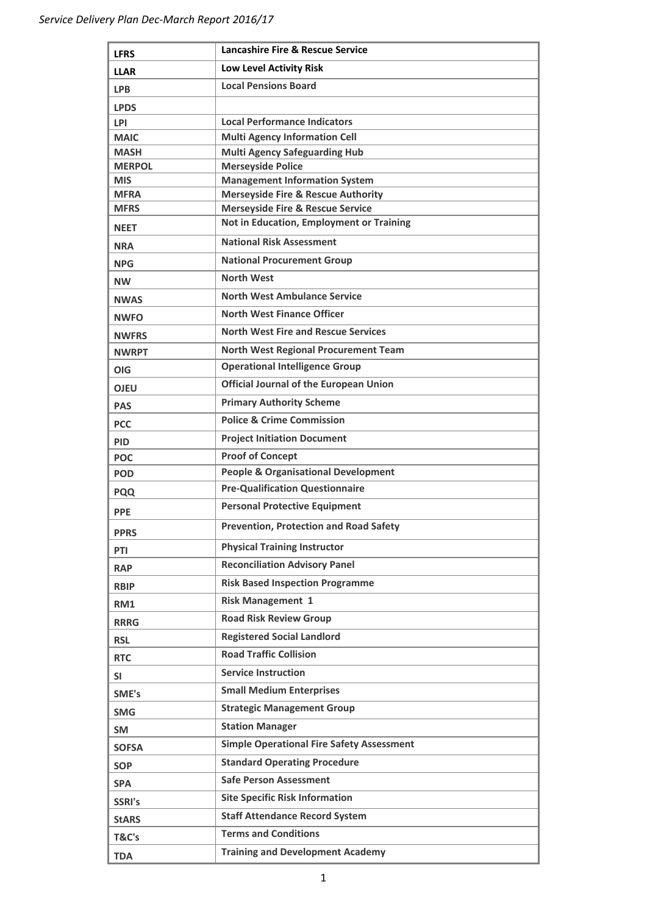| LFRS | Lancashire Fire & Rescue Service |
|---|---|
| LLAR | Low Level Activity Risk |
| LPB | Local Pensions Board |
| LPDS | |
| LPI | Local Performance Indicators |
| MAIC | Multi Agency Information Cell |
| MASH | Multi Agency Safeguarding Hub |
| MERPOL | Merseyside Police |
| MIS | Management Information System |
| MFRA | Merseyside Fire & Rescue Authority |
| MFRS | Merseyside Fire & Rescue Service |
| NEET | Not in Education, Employment or Training |
| NRA | National Risk Assessment |
| NPG | National Procurement Group |
| NW | North West |
| NWAS | North West Ambulance Service |
| NWFO | North West Finance Officer |
| NWFRS | North West Fire and Rescue Services |
| NWRPT | North West Regional Procurement Team |
| OIG | Operational Intelligence Group |
| OJEU | Official Journal of the European Union |
| PAS | Primary Authority Scheme |
| PCC | Police & Crime Commission |
| PID | Project Initiation Document |
| POC | Proof of Concept |
| POD | People & Organisational Development |
| PQQ | Pre-Qualification Questionnaire |
| PPE | Personal Protective Equipment |
| PPRS | Prevention, Protection and Road Safety |
| PTI | Physical Training Instructor |
| RAP | Reconciliation Advisory Panel |
| RBIP | Risk Based Inspection Programme |
| RM1 | Risk Management 1 |
| RRRG | Road Risk Review Group |
| RSL | Registered Social Landlord |
| RTC | Road Traffic Collision |
| SI | Service Instruction |
| SME's | Small Medium Enterprises |
| SMG | Strategic Management Group |
| SM | Station Manager |
| SOFSA | Simple Operational Fire Safety Assessment |
| SOP | Standard Operating Procedure |
| SPA | Safe Person Assessment |
| SSRI's | Site Specific Risk Information |
| StARS | Staff Attendance Record System |
| T&C's | Terms and Conditions |
| TDA | Training and Development Academy |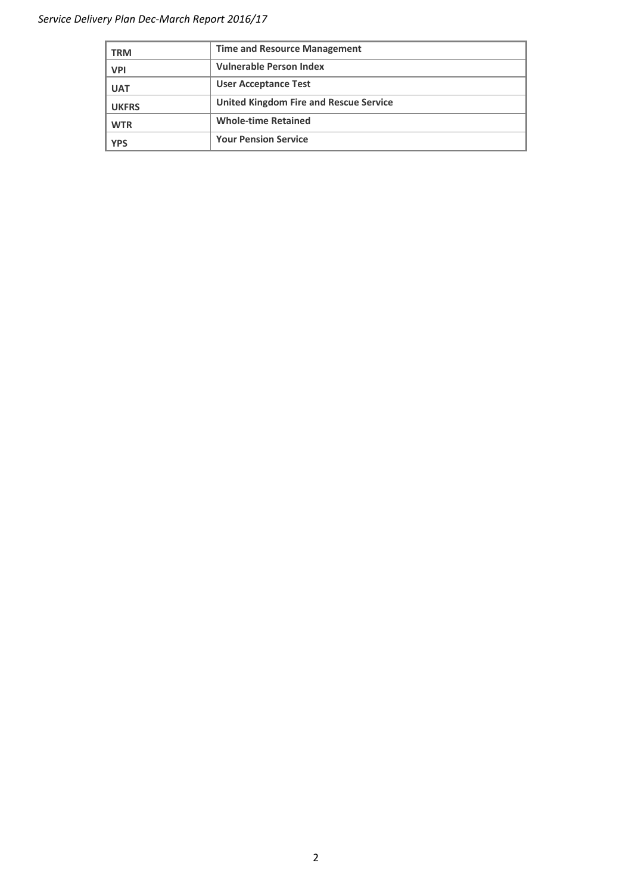| | |
|---|---|
| **TRM** | **Time and Resource Management** |
| **VPI** | **Vulnerable Person Index** |
| **UAT** | **User Acceptance Test** |
| **UKFRS** | **United Kingdom Fire and Rescue Service** |
| **WTR** | **Whole-time Retained** |
| **YPS** | **Your Pension Service** |